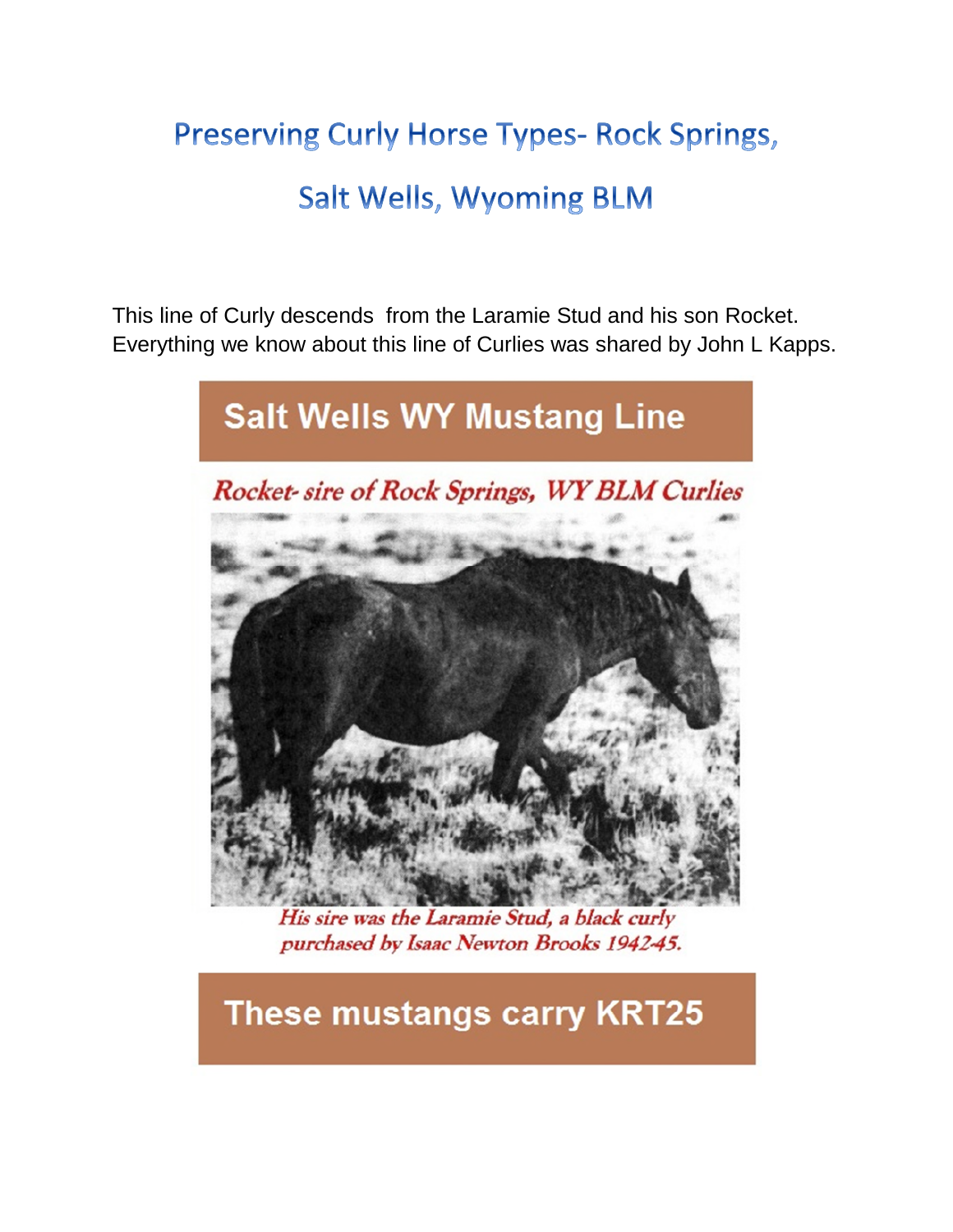# Preserving Curly Horse Types- Rock Springs, Salt Wells, Wyoming BLM

This line of Curly descends from the Laramie Stud and his son Rocket. Everything we know about this line of Curlies was shared by John L Kapps.

## Salt Wells WY Mustang Line

*Rocket- sire of Rock Springs, WY BLM Curlies*

*His sire was the Laramie Stud, a black curly purchased by Isaac Newton Brooks 1942-45.*

## These mustangs carry KRT25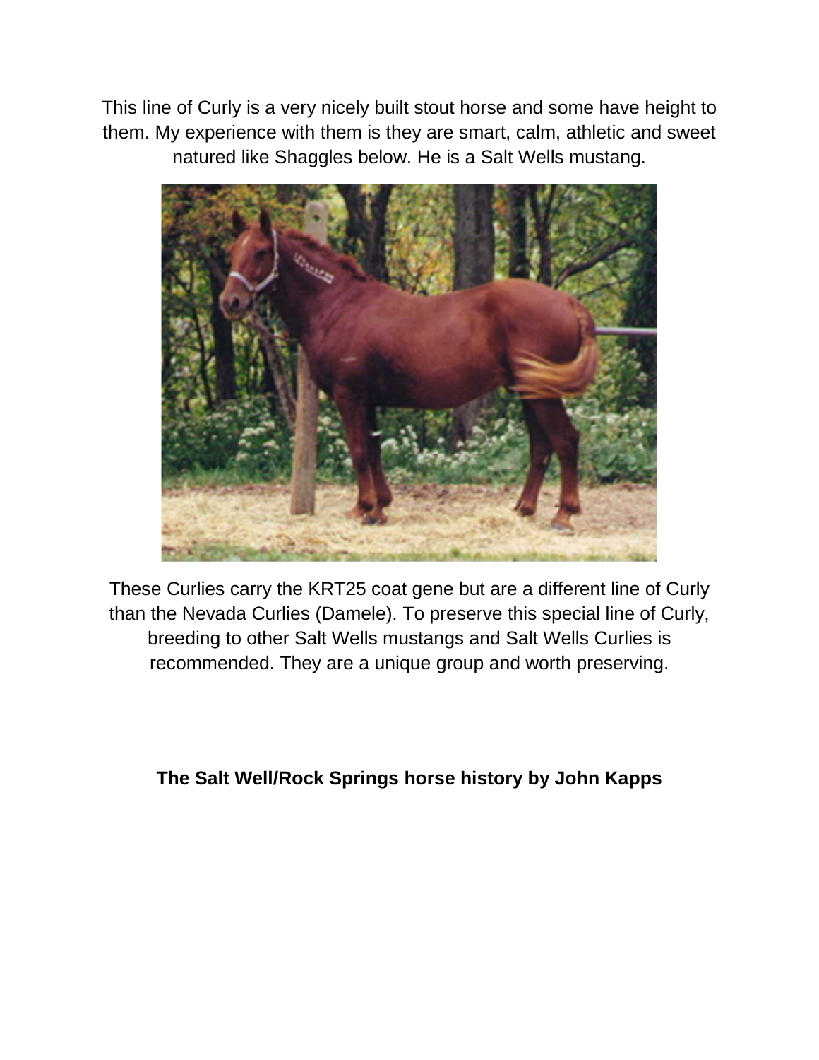This line of Curly is a very nicely built stout horse and some have height to them. My experience with them is they are smart, calm, athletic and sweet natured like Shaggles below. He is a Salt Wells mustang.

These Curlies carry the KRT25 coat gene but are a different line of Curly than the Nevada Curlies (Damele). To preserve this special line of Curly, breeding to other Salt Wells mustangs and Salt Wells Curlies is recommended. They are a unique group and worth preserving.

**The Salt Well/Rock Springs horse history by John Kapps**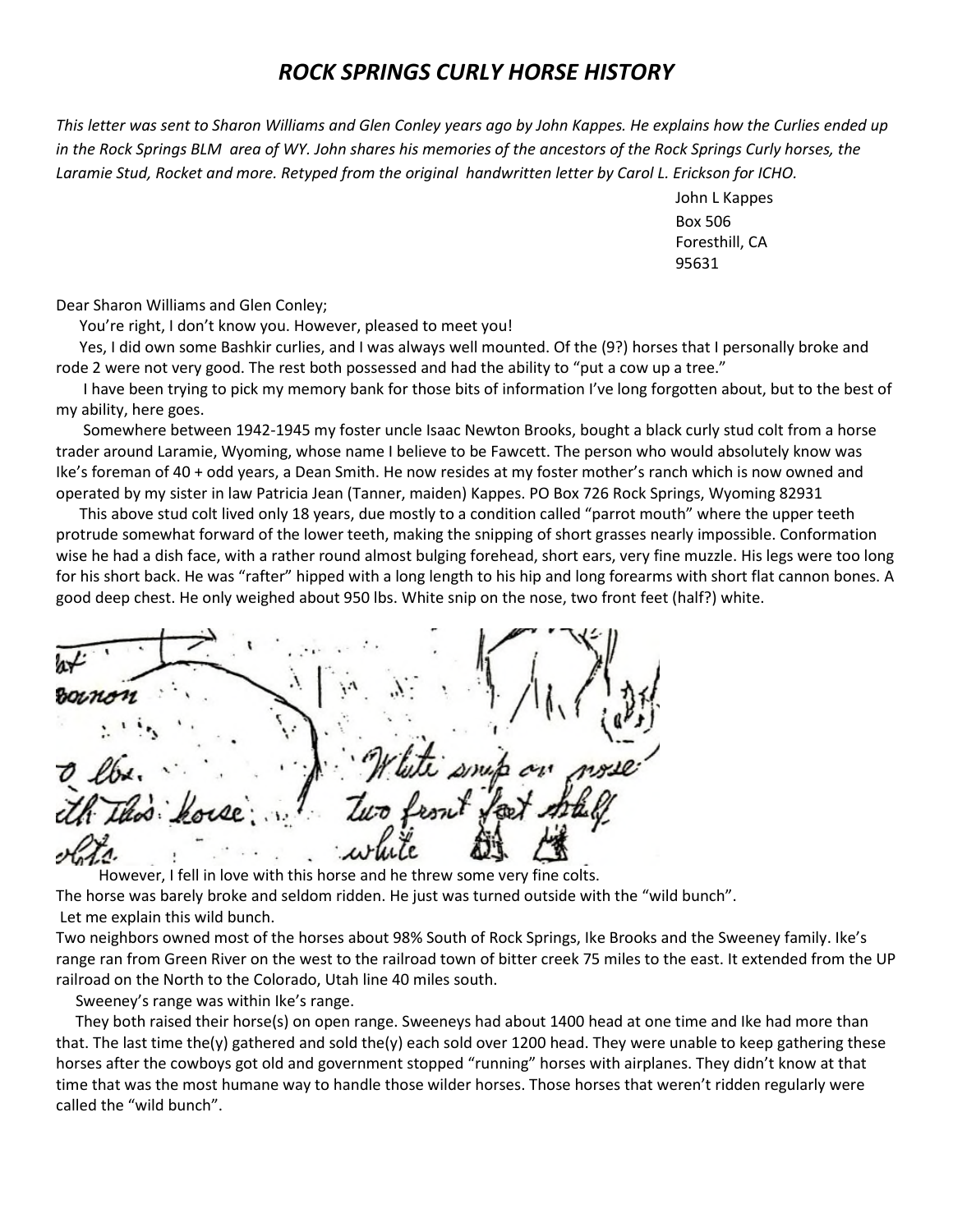# *ROCK SPRINGS CURLY HORSE HISTORY*

*This letter was sent to Sharon Williams and Glen Conley years ago by John Kappes. He explains how the Curlies ended up in the Rock Springs BLM area of WY. John shares his memories of the ancestors of the Rock Springs Curly horses, the Laramie Stud, Rocket and more. Retyped from the original handwritten letter by Carol L. Erickson for ICHO.*

John L Kappes
Box 506
Foresthill, CA
95631

Dear Sharon Williams and Glen Conley;

You're right, I don't know you. However, pleased to meet you!

Yes, I did own some Bashkir curlies, and I was always well mounted. Of the (9?) horses that I personally broke and rode 2 were not very good. The rest both possessed and had the ability to "put a cow up a tree."

I have been trying to pick my memory bank for those bits of information I've long forgotten about, but to the best of my ability, here goes.

Somewhere between 1942-1945 my foster uncle Isaac Newton Brooks, bought a black curly stud colt from a horse trader around Laramie, Wyoming, whose name I believe to be Fawcett. The person who would absolutely know was Ike's foreman of 40 + odd years, a Dean Smith. He now resides at my foster mother's ranch which is now owned and operated by my sister in law Patricia Jean (Tanner, maiden) Kappes. PO Box 726 Rock Springs, Wyoming 82931

This above stud colt lived only 18 years, due mostly to a condition called "parrot mouth" where the upper teeth protrude somewhat forward of the lower teeth, making the snipping of short grasses nearly impossible. Conformation wise he had a dish face, with a rather round almost bulging forehead, short ears, very fine muzzle. His legs were too long for his short back. He was "rafter" hipped with a long length to his hip and long forearms with short flat cannon bones. A good deep chest. He only weighed about 950 lbs. White snip on the nose, two front feet (half?) white.

However, I fell in love with this horse and he threw some very fine colts.

The horse was barely broke and seldom ridden. He just was turned outside with the "wild bunch".

Let me explain this wild bunch.

Two neighbors owned most of the horses about 98% South of Rock Springs, Ike Brooks and the Sweeney family. Ike's range ran from Green River on the west to the railroad town of bitter creek 75 miles to the east. It extended from the UP railroad on the North to the Colorado, Utah line 40 miles south.

Sweeney's range was within Ike's range.

They both raised their horse(s) on open range. Sweeneys had about 1400 head at one time and Ike had more than that. The last time the(y) gathered and sold the(y) each sold over 1200 head. They were unable to keep gathering these horses after the cowboys got old and government stopped "running" horses with airplanes. They didn't know at that time that was the most humane way to handle those wilder horses. Those horses that weren't ridden regularly were called the "wild bunch".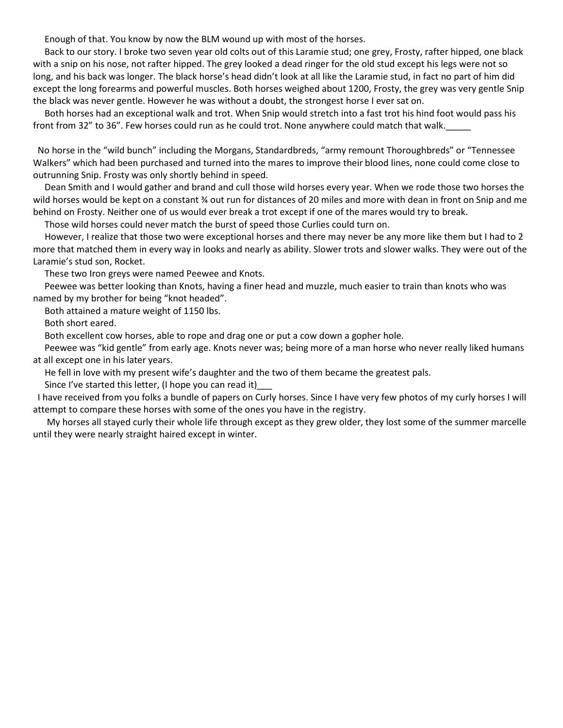Enough of that. You know by now the BLM wound up with most of the horses.

Back to our story. I broke two seven year old colts out of this Laramie stud; one grey, Frosty, rafter hipped, one black with a snip on his nose, not rafter hipped. The grey looked a dead ringer for the old stud except his legs were not so long, and his back was longer. The black horse's head didn't look at all like the Laramie stud, in fact no part of him did except the long forearms and powerful muscles. Both horses weighed about 1200, Frosty, the grey was very gentle Snip the black was never gentle. However he was without a doubt, the strongest horse I ever sat on.

Both horses had an exceptional walk and trot. When Snip would stretch into a fast trot his hind foot would pass his front from 32" to 36". Few horses could run as he could trot. None anywhere could match that walk._____

No horse in the "wild bunch" including the Morgans, Standardbreds, "army remount Thoroughbreds" or "Tennessee Walkers" which had been purchased and turned into the mares to improve their blood lines, none could come close to outrunning Snip. Frosty was only shortly behind in speed.

Dean Smith and I would gather and brand and cull those wild horses every year. When we rode those two horses the wild horses would be kept on a constant ¾ out run for distances of 20 miles and more with dean in front on Snip and me behind on Frosty. Neither one of us would ever break a trot except if one of the mares would try to break.

Those wild horses could never match the burst of speed those Curlies could turn on.

However, I realize that those two were exceptional horses and there may never be any more like them but I had to 2 more that matched them in every way in looks and nearly as ability. Slower trots and slower walks. They were out of the Laramie's stud son, Rocket.

These two Iron greys were named Peewee and Knots.

Peewee was better looking than Knots, having a finer head and muzzle, much easier to train than knots who was named by my brother for being "knot headed".

Both attained a mature weight of 1150 lbs.

Both short eared.

Both excellent cow horses, able to rope and drag one or put a cow down a gopher hole.

Peewee was "kid gentle" from early age. Knots never was; being more of a man horse who never really liked humans at all except one in his later years.

He fell in love with my present wife's daughter and the two of them became the greatest pals.

Since I've started this letter, (I hope you can read it)___

I have received from you folks a bundle of papers on Curly horses. Since I have very few photos of my curly horses I will attempt to compare these horses with some of the ones you have in the registry.

My horses all stayed curly their whole life through except as they grew older, they lost some of the summer marcelle until they were nearly straight haired except in winter.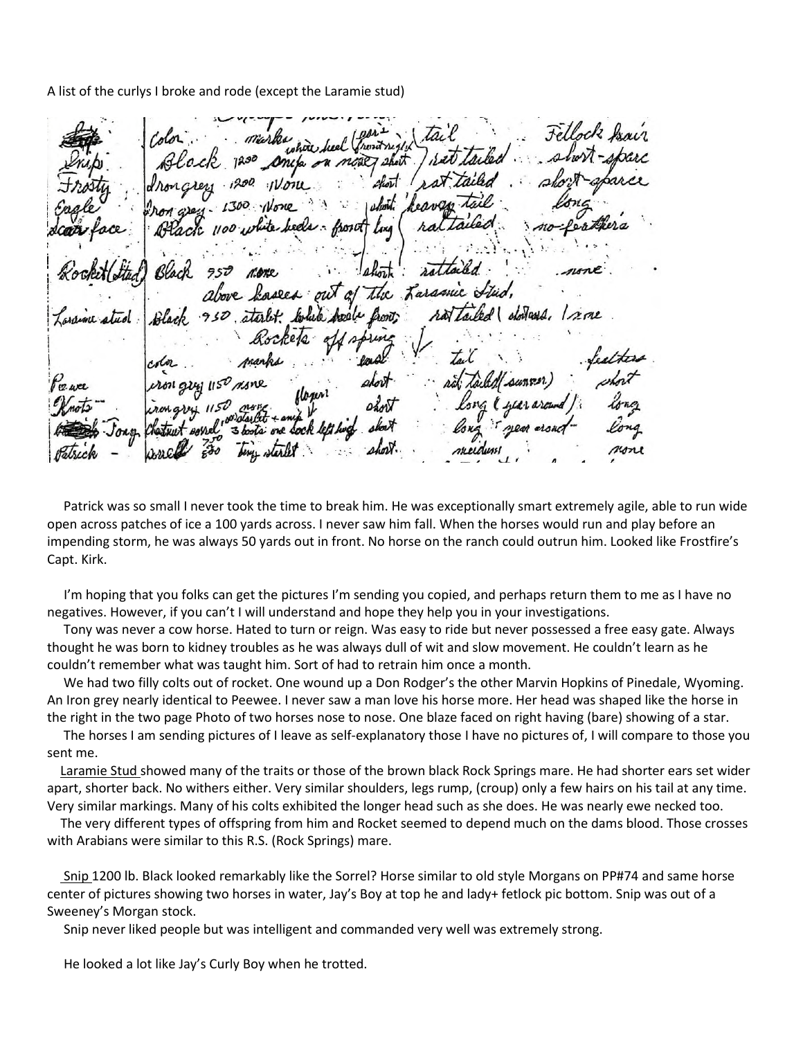A list of the curlys I broke and rode (except the Laramie stud)

| | Color | marks | ears (frost nipped) | tail | Fetlock hair |
|---|---|---|---|---|---|
| Snip | Black 1200 | snip on nose, white heel | short | rat tailed | short-sparse |
| Frosty | Iron grey 1200 | None | short | rat tailed | short-sparse |
| Eagle | Iron grey 1300 | None | short | heavy tail | long |
| Scar face | Black 1100 | white heels | frost long | rat tailed | no-feathers |
| Rocket (Stud) | Black 950 | none | short | rat tailed | none |
| | above horses out of the Laramie Stud, | | | | |
| Laramie stud | Black 950 | starlet, white heels front | | rat tailed (always) | none |

Rockets offspring

| | color | marks | ears | tail | feathers |
|---|---|---|---|---|---|
| Peewee | iron grey 1150 | none | short | rat tailed (summer) | short |
| Knots | iron grey 1150 | none | floppy short | long (year around) | long |
| Tony | Chestnut sorrel 1000 | starlet + snip, 3 boots, one sock left hind | short | long year around | long |
| Patrick | sorrel 750 | tiny starlet | short | medium | none |

Patrick was so small I never took the time to break him. He was exceptionally smart extremely agile, able to run wide open across patches of ice a 100 yards across. I never saw him fall. When the horses would run and play before an impending storm, he was always 50 yards out in front. No horse on the ranch could outrun him. Looked like Frostfire's Capt. Kirk.

I'm hoping that you folks can get the pictures I'm sending you copied, and perhaps return them to me as I have no negatives. However, if you can't I will understand and hope they help you in your investigations.

Tony was never a cow horse. Hated to turn or reign. Was easy to ride but never possessed a free easy gate. Always thought he was born to kidney troubles as he was always dull of wit and slow movement. He couldn't learn as he couldn't remember what was taught him. Sort of had to retrain him once a month.

We had two filly colts out of rocket. One wound up a Don Rodger's the other Marvin Hopkins of Pinedale, Wyoming. An Iron grey nearly identical to Peewee. I never saw a man love his horse more. Her head was shaped like the horse in the right in the two page Photo of two horses nose to nose. One blaze faced on right having (bare) showing of a star.

The horses I am sending pictures of I leave as self-explanatory those I have no pictures of, I will compare to those you sent me.

Laramie Stud showed many of the traits or those of the brown black Rock Springs mare. He had shorter ears set wider apart, shorter back. No withers either. Very similar shoulders, legs rump, (croup) only a few hairs on his tail at any time. Very similar markings. Many of his colts exhibited the longer head such as she does. He was nearly ewe necked too.

The very different types of offspring from him and Rocket seemed to depend much on the dams blood. Those crosses with Arabians were similar to this R.S. (Rock Springs) mare.

Snip 1200 lb. Black looked remarkably like the Sorrel? Horse similar to old style Morgans on PP#74 and same horse center of pictures showing two horses in water, Jay's Boy at top he and lady+ fetlock pic bottom. Snip was out of a Sweeney's Morgan stock.

Snip never liked people but was intelligent and commanded very well was extremely strong.

He looked a lot like Jay's Curly Boy when he trotted.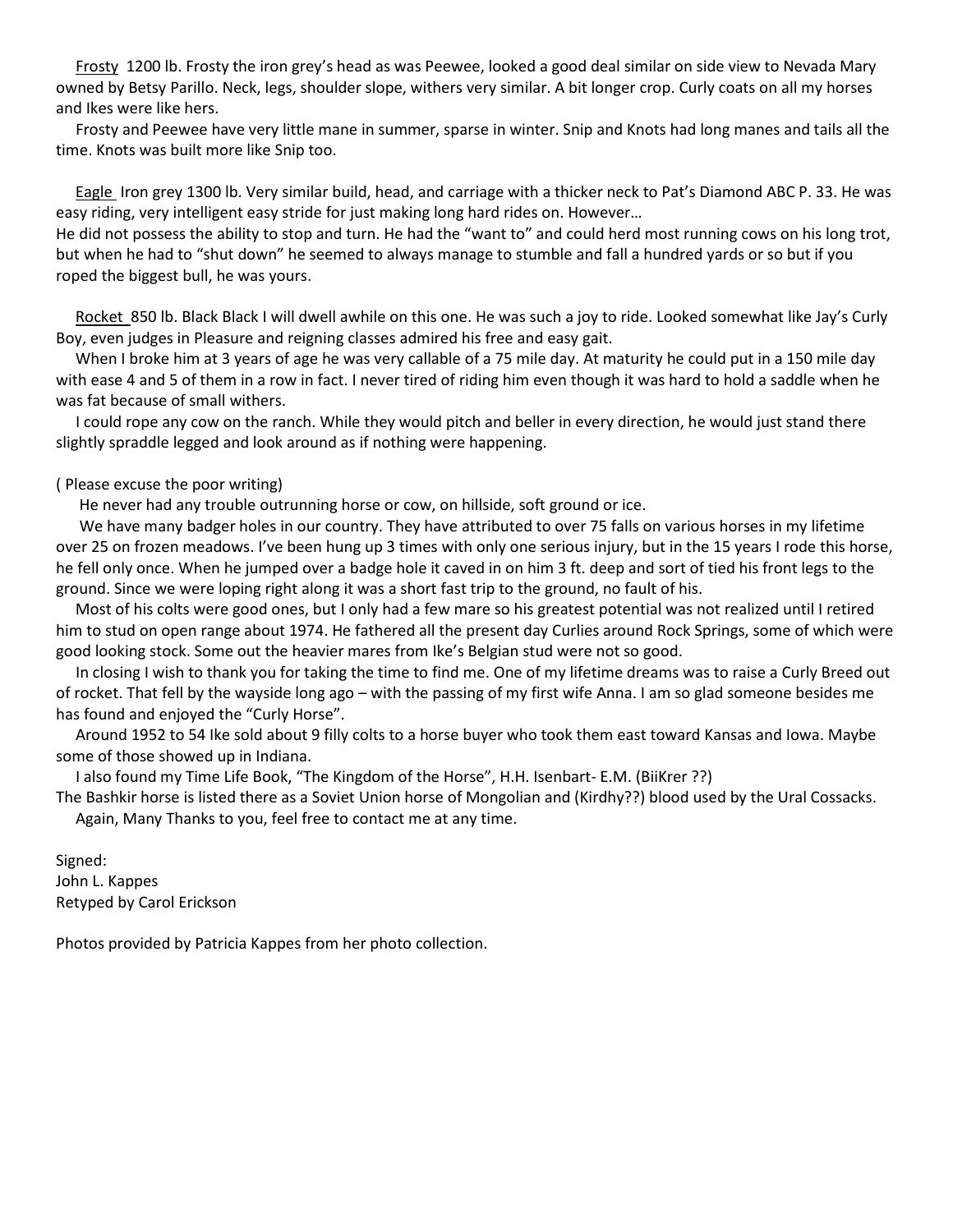Frosty 1200 lb. Frosty the iron grey's head as was Peewee, looked a good deal similar on side view to Nevada Mary owned by Betsy Parillo. Neck, legs, shoulder slope, withers very similar. A bit longer crop. Curly coats on all my horses and Ikes were like hers.

Frosty and Peewee have very little mane in summer, sparse in winter. Snip and Knots had long manes and tails all the time. Knots was built more like Snip too.

Eagle Iron grey 1300 lb. Very similar build, head, and carriage with a thicker neck to Pat's Diamond ABC P. 33. He was easy riding, very intelligent easy stride for just making long hard rides on. However…
He did not possess the ability to stop and turn. He had the "want to" and could herd most running cows on his long trot, but when he had to "shut down" he seemed to always manage to stumble and fall a hundred yards or so but if you roped the biggest bull, he was yours.

Rocket 850 lb. Black Black I will dwell awhile on this one. He was such a joy to ride. Looked somewhat like Jay's Curly Boy, even judges in Pleasure and reigning classes admired his free and easy gait.

When I broke him at 3 years of age he was very callable of a 75 mile day. At maturity he could put in a 150 mile day with ease 4 and 5 of them in a row in fact. I never tired of riding him even though it was hard to hold a saddle when he was fat because of small withers.

I could rope any cow on the ranch. While they would pitch and beller in every direction, he would just stand there slightly spraddle legged and look around as if nothing were happening.

( Please excuse the poor writing)

He never had any trouble outrunning horse or cow, on hillside, soft ground or ice.

We have many badger holes in our country. They have attributed to over 75 falls on various horses in my lifetime over 25 on frozen meadows. I've been hung up 3 times with only one serious injury, but in the 15 years I rode this horse, he fell only once. When he jumped over a badge hole it caved in on him 3 ft. deep and sort of tied his front legs to the ground. Since we were loping right along it was a short fast trip to the ground, no fault of his.

Most of his colts were good ones, but I only had a few mare so his greatest potential was not realized until I retired him to stud on open range about 1974. He fathered all the present day Curlies around Rock Springs, some of which were good looking stock. Some out the heavier mares from Ike's Belgian stud were not so good.

In closing I wish to thank you for taking the time to find me. One of my lifetime dreams was to raise a Curly Breed out of rocket. That fell by the wayside long ago – with the passing of my first wife Anna. I am so glad someone besides me has found and enjoyed the "Curly Horse".

Around 1952 to 54 Ike sold about 9 filly colts to a horse buyer who took them east toward Kansas and Iowa. Maybe some of those showed up in Indiana.

I also found my Time Life Book, "The Kingdom of the Horse", H.H. Isenbart- E.M. (BiiKrer ??)
The Bashkir horse is listed there as a Soviet Union horse of Mongolian and (Kirdhy??) blood used by the Ural Cossacks.

Again, Many Thanks to you, feel free to contact me at any time.

Signed:
John L. Kappes
Retyped by Carol Erickson

Photos provided by Patricia Kappes from her photo collection.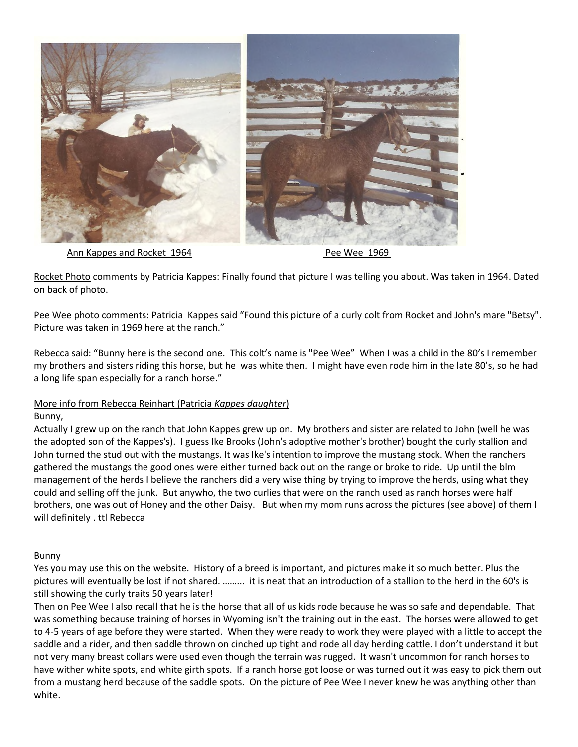Ann Kappes and Rocket 1964

Pee Wee 1969

Rocket Photo comments by Patricia Kappes: Finally found that picture I was telling you about. Was taken in 1964. Dated on back of photo.

Pee Wee photo comments: Patricia Kappes said "Found this picture of a curly colt from Rocket and John's mare "Betsy". Picture was taken in 1969 here at the ranch."

Rebecca said: "Bunny here is the second one. This colt's name is "Pee Wee" When I was a child in the 80's I remember my brothers and sisters riding this horse, but he was white then. I might have even rode him in the late 80's, so he had a long life span especially for a ranch horse."

More info from Rebecca Reinhart (Patricia *Kappes daughter*)

Bunny,

Actually I grew up on the ranch that John Kappes grew up on. My brothers and sister are related to John (well he was the adopted son of the Kappes's). I guess Ike Brooks (John's adoptive mother's brother) bought the curly stallion and John turned the stud out with the mustangs. It was Ike's intention to improve the mustang stock. When the ranchers gathered the mustangs the good ones were either turned back out on the range or broke to ride. Up until the blm management of the herds I believe the ranchers did a very wise thing by trying to improve the herds, using what they could and selling off the junk. But anywho, the two curlies that were on the ranch used as ranch horses were half brothers, one was out of Honey and the other Daisy. But when my mom runs across the pictures (see above) of them I will definitely . ttl Rebecca

Bunny

Yes you may use this on the website. History of a breed is important, and pictures make it so much better. Plus the pictures will eventually be lost if not shared. ……... it is neat that an introduction of a stallion to the herd in the 60's is still showing the curly traits 50 years later!

Then on Pee Wee I also recall that he is the horse that all of us kids rode because he was so safe and dependable. That was something because training of horses in Wyoming isn't the training out in the east. The horses were allowed to get to 4-5 years of age before they were started. When they were ready to work they were played with a little to accept the saddle and a rider, and then saddle thrown on cinched up tight and rode all day herding cattle. I don't understand it but not very many breast collars were used even though the terrain was rugged. It wasn't uncommon for ranch horses to have wither white spots, and white girth spots. If a ranch horse got loose or was turned out it was easy to pick them out from a mustang herd because of the saddle spots. On the picture of Pee Wee I never knew he was anything other than white.